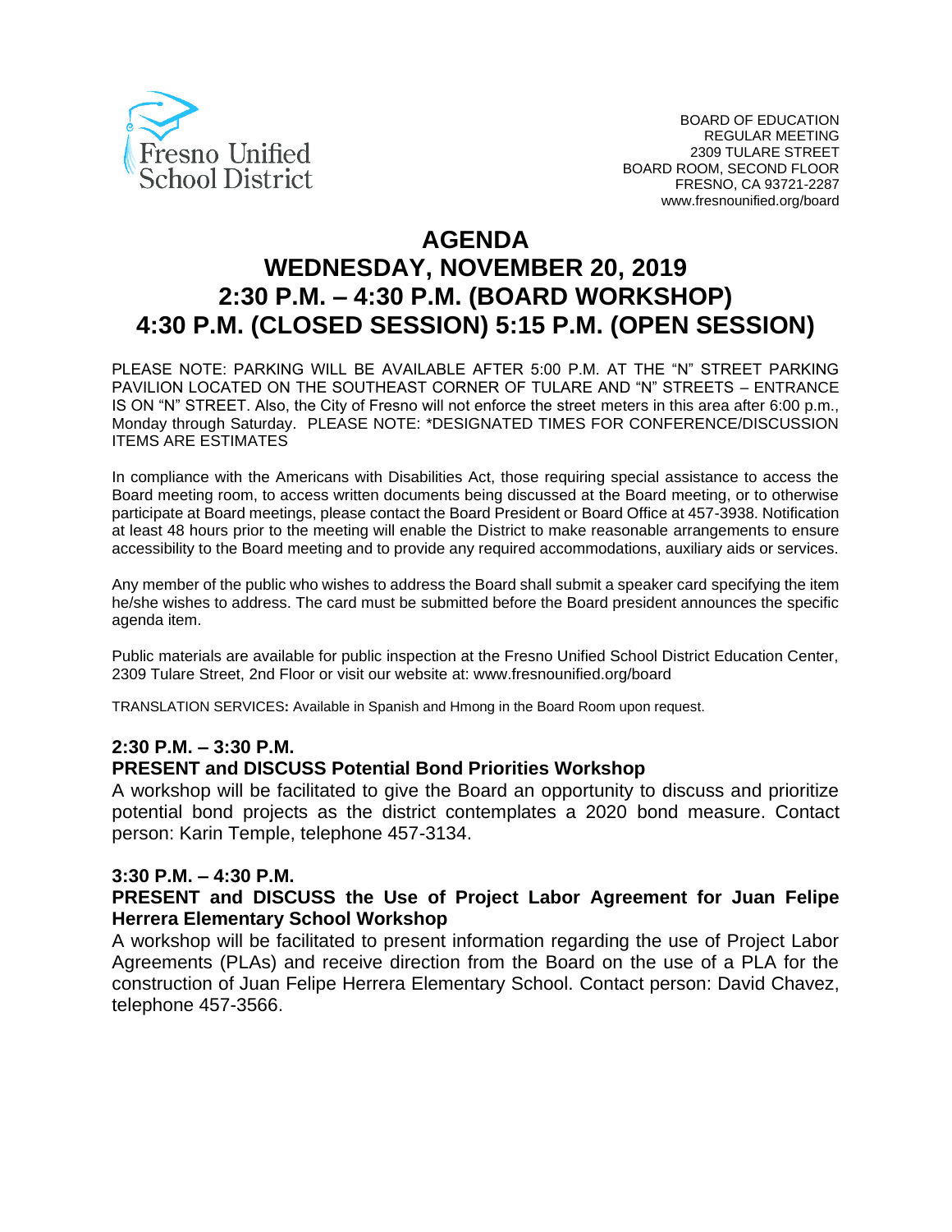Fresno Unified School District

BOARD OF EDUCATION
REGULAR MEETING
2309 TULARE STREET
BOARD ROOM, SECOND FLOOR
FRESNO, CA 93721-2287
www.fresnounified.org/board

# AGENDA
# WEDNESDAY, NOVEMBER 20, 2019
# 2:30 P.M. – 4:30 P.M. (BOARD WORKSHOP)
# 4:30 P.M. (CLOSED SESSION) 5:15 P.M. (OPEN SESSION)

PLEASE NOTE: PARKING WILL BE AVAILABLE AFTER 5:00 P.M. AT THE "N" STREET PARKING PAVILION LOCATED ON THE SOUTHEAST CORNER OF TULARE AND "N" STREETS – ENTRANCE IS ON "N" STREET. Also, the City of Fresno will not enforce the street meters in this area after 6:00 p.m., Monday through Saturday. PLEASE NOTE: *DESIGNATED TIMES FOR CONFERENCE/DISCUSSION ITEMS ARE ESTIMATES

In compliance with the Americans with Disabilities Act, those requiring special assistance to access the Board meeting room, to access written documents being discussed at the Board meeting, or to otherwise participate at Board meetings, please contact the Board President or Board Office at 457-3938. Notification at least 48 hours prior to the meeting will enable the District to make reasonable arrangements to ensure accessibility to the Board meeting and to provide any required accommodations, auxiliary aids or services.

Any member of the public who wishes to address the Board shall submit a speaker card specifying the item he/she wishes to address. The card must be submitted before the Board president announces the specific agenda item.

Public materials are available for public inspection at the Fresno Unified School District Education Center, 2309 Tulare Street, 2nd Floor or visit our website at: www.fresnounified.org/board

TRANSLATION SERVICES**:** Available in Spanish and Hmong in the Board Room upon request.

**2:30 P.M. – 3:30 P.M.**

**PRESENT and DISCUSS Potential Bond Priorities Workshop**

A workshop will be facilitated to give the Board an opportunity to discuss and prioritize potential bond projects as the district contemplates a 2020 bond measure. Contact person: Karin Temple, telephone 457-3134.

**3:30 P.M. – 4:30 P.M.**

**PRESENT and DISCUSS the Use of Project Labor Agreement for Juan Felipe Herrera Elementary School Workshop**

A workshop will be facilitated to present information regarding the use of Project Labor Agreements (PLAs) and receive direction from the Board on the use of a PLA for the construction of Juan Felipe Herrera Elementary School. Contact person: David Chavez, telephone 457-3566.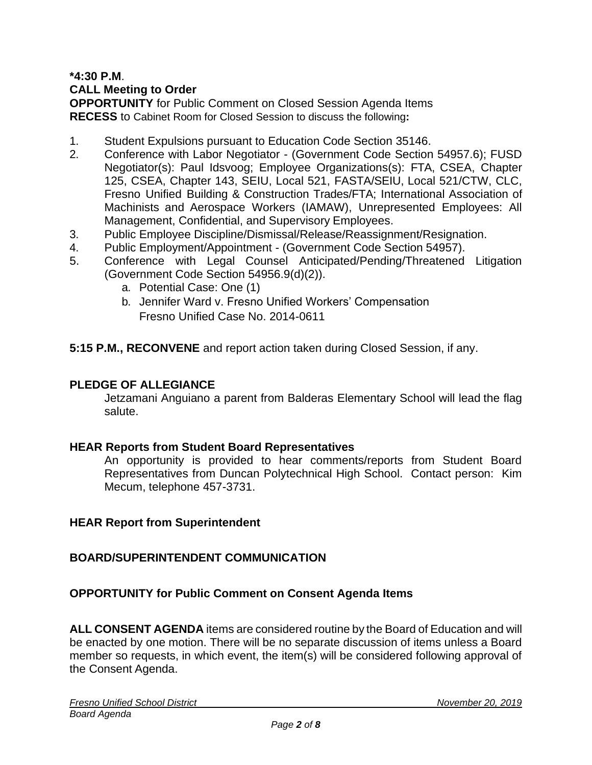**\*4:30 P.M**.
**CALL Meeting to Order**
**OPPORTUNITY** for Public Comment on Closed Session Agenda Items
**RECESS** to Cabinet Room for Closed Session to discuss the following**:**

1. Student Expulsions pursuant to Education Code Section 35146.
2. Conference with Labor Negotiator - (Government Code Section 54957.6); FUSD Negotiator(s): Paul Idsvoog; Employee Organizations(s): FTA, CSEA, Chapter 125, CSEA, Chapter 143, SEIU, Local 521, FASTA/SEIU, Local 521/CTW, CLC, Fresno Unified Building & Construction Trades/FTA; International Association of Machinists and Aerospace Workers (IAMAW), Unrepresented Employees: All Management, Confidential, and Supervisory Employees.
3. Public Employee Discipline/Dismissal/Release/Reassignment/Resignation.
4. Public Employment/Appointment - (Government Code Section 54957).
5. Conference with Legal Counsel Anticipated/Pending/Threatened Litigation (Government Code Section 54956.9(d)(2)).
   a. Potential Case: One (1)
   b. Jennifer Ward v. Fresno Unified Workers' Compensation
      Fresno Unified Case No. 2014-0611

**5:15 P.M., RECONVENE** and report action taken during Closed Session, if any.

**PLEDGE OF ALLEGIANCE**

Jetzamani Anguiano a parent from Balderas Elementary School will lead the flag salute.

**HEAR Reports from Student Board Representatives**

An opportunity is provided to hear comments/reports from Student Board Representatives from Duncan Polytechnical High School. Contact person: Kim Mecum, telephone 457-3731.

**HEAR Report from Superintendent**

**BOARD/SUPERINTENDENT COMMUNICATION**

**OPPORTUNITY for Public Comment on Consent Agenda Items**

**ALL CONSENT AGENDA** items are considered routine by the Board of Education and will be enacted by one motion. There will be no separate discussion of items unless a Board member so requests, in which event, the item(s) will be considered following approval of the Consent Agenda.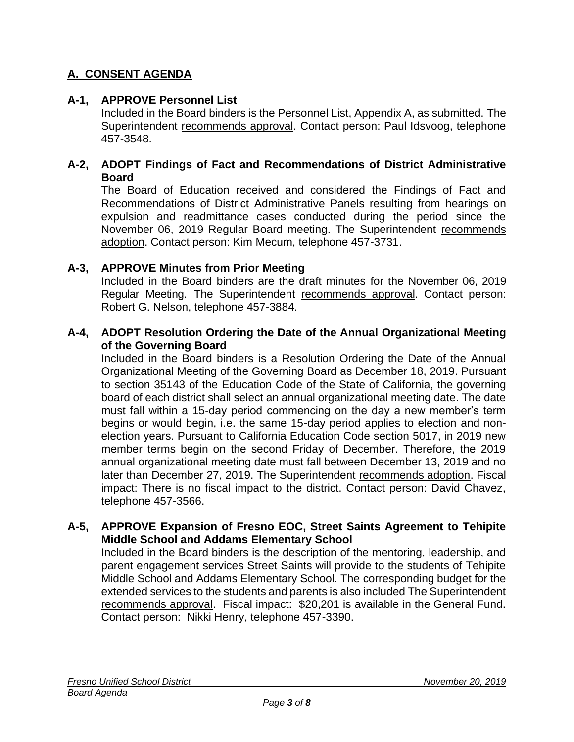## A. CONSENT AGENDA

### A-1, APPROVE Personnel List

Included in the Board binders is the Personnel List, Appendix A, as submitted. The Superintendent recommends approval. Contact person: Paul Idsvoog, telephone 457-3548.

### A-2, ADOPT Findings of Fact and Recommendations of District Administrative Board

The Board of Education received and considered the Findings of Fact and Recommendations of District Administrative Panels resulting from hearings on expulsion and readmittance cases conducted during the period since the November 06, 2019 Regular Board meeting. The Superintendent recommends adoption. Contact person: Kim Mecum, telephone 457-3731.

### A-3, APPROVE Minutes from Prior Meeting

Included in the Board binders are the draft minutes for the November 06, 2019 Regular Meeting. The Superintendent recommends approval. Contact person: Robert G. Nelson, telephone 457-3884.

### A-4, ADOPT Resolution Ordering the Date of the Annual Organizational Meeting of the Governing Board

Included in the Board binders is a Resolution Ordering the Date of the Annual Organizational Meeting of the Governing Board as December 18, 2019. Pursuant to section 35143 of the Education Code of the State of California, the governing board of each district shall select an annual organizational meeting date. The date must fall within a 15-day period commencing on the day a new member's term begins or would begin, i.e. the same 15-day period applies to election and non-election years. Pursuant to California Education Code section 5017, in 2019 new member terms begin on the second Friday of December. Therefore, the 2019 annual organizational meeting date must fall between December 13, 2019 and no later than December 27, 2019. The Superintendent recommends adoption. Fiscal impact: There is no fiscal impact to the district. Contact person: David Chavez, telephone 457-3566.

### A-5, APPROVE Expansion of Fresno EOC, Street Saints Agreement to Tehipite Middle School and Addams Elementary School

Included in the Board binders is the description of the mentoring, leadership, and parent engagement services Street Saints will provide to the students of Tehipite Middle School and Addams Elementary School. The corresponding budget for the extended services to the students and parents is also included The Superintendent recommends approval. Fiscal impact: $20,201 is available in the General Fund. Contact person: Nikki Henry, telephone 457-3390.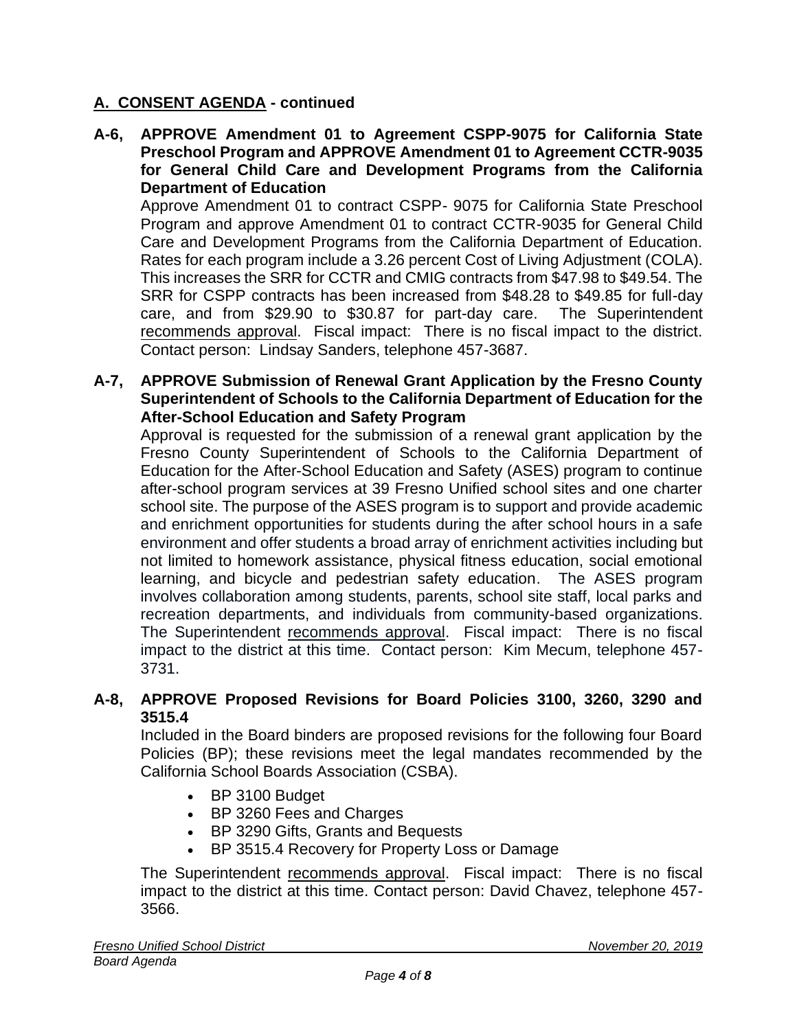## A. CONSENT AGENDA - continued

**A-6, APPROVE Amendment 01 to Agreement CSPP-9075 for California State Preschool Program and APPROVE Amendment 01 to Agreement CCTR-9035 for General Child Care and Development Programs from the California Department of Education**

Approve Amendment 01 to contract CSPP- 9075 for California State Preschool Program and approve Amendment 01 to contract CCTR-9035 for General Child Care and Development Programs from the California Department of Education. Rates for each program include a 3.26 percent Cost of Living Adjustment (COLA). This increases the SRR for CCTR and CMIG contracts from $47.98 to $49.54. The SRR for CSPP contracts has been increased from $48.28 to $49.85 for full-day care, and from $29.90 to $30.87 for part-day care. The Superintendent recommends approval. Fiscal impact: There is no fiscal impact to the district. Contact person: Lindsay Sanders, telephone 457-3687.

**A-7, APPROVE Submission of Renewal Grant Application by the Fresno County Superintendent of Schools to the California Department of Education for the After-School Education and Safety Program**

Approval is requested for the submission of a renewal grant application by the Fresno County Superintendent of Schools to the California Department of Education for the After-School Education and Safety (ASES) program to continue after-school program services at 39 Fresno Unified school sites and one charter school site. The purpose of the ASES program is to support and provide academic and enrichment opportunities for students during the after school hours in a safe environment and offer students a broad array of enrichment activities including but not limited to homework assistance, physical fitness education, social emotional learning, and bicycle and pedestrian safety education. The ASES program involves collaboration among students, parents, school site staff, local parks and recreation departments, and individuals from community-based organizations. The Superintendent recommends approval. Fiscal impact: There is no fiscal impact to the district at this time. Contact person: Kim Mecum, telephone 457-3731.

**A-8, APPROVE Proposed Revisions for Board Policies 3100, 3260, 3290 and 3515.4**

Included in the Board binders are proposed revisions for the following four Board Policies (BP); these revisions meet the legal mandates recommended by the California School Boards Association (CSBA).

- BP 3100 Budget
- BP 3260 Fees and Charges
- BP 3290 Gifts, Grants and Bequests
- BP 3515.4 Recovery for Property Loss or Damage

The Superintendent recommends approval. Fiscal impact: There is no fiscal impact to the district at this time. Contact person: David Chavez, telephone 457-3566.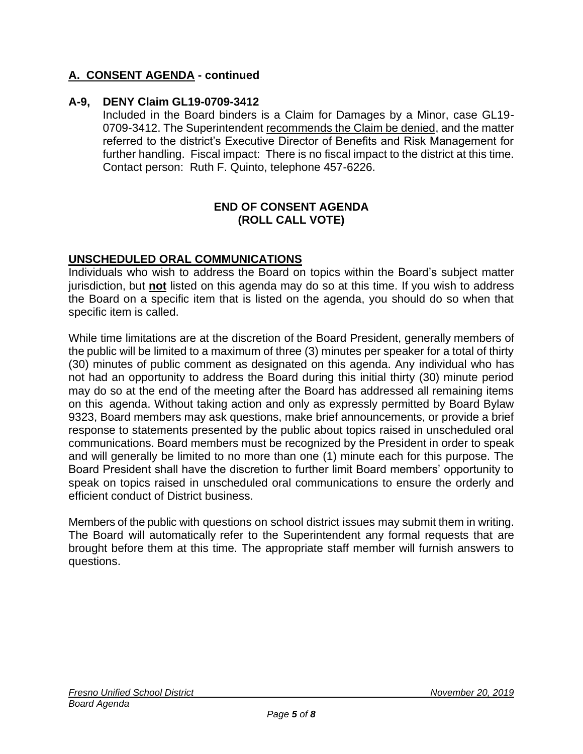## A. CONSENT AGENDA - continued

### A-9, DENY Claim GL19-0709-3412

Included in the Board binders is a Claim for Damages by a Minor, case GL19-0709-3412. The Superintendent recommends the Claim be denied, and the matter referred to the district's Executive Director of Benefits and Risk Management for further handling. Fiscal impact: There is no fiscal impact to the district at this time. Contact person: Ruth F. Quinto, telephone 457-6226.

**END OF CONSENT AGENDA**
**(ROLL CALL VOTE)**

## UNSCHEDULED ORAL COMMUNICATIONS

Individuals who wish to address the Board on topics within the Board's subject matter jurisdiction, but **not** listed on this agenda may do so at this time. If you wish to address the Board on a specific item that is listed on the agenda, you should do so when that specific item is called.

While time limitations are at the discretion of the Board President, generally members of the public will be limited to a maximum of three (3) minutes per speaker for a total of thirty (30) minutes of public comment as designated on this agenda. Any individual who has not had an opportunity to address the Board during this initial thirty (30) minute period may do so at the end of the meeting after the Board has addressed all remaining items on this agenda. Without taking action and only as expressly permitted by Board Bylaw 9323, Board members may ask questions, make brief announcements, or provide a brief response to statements presented by the public about topics raised in unscheduled oral communications. Board members must be recognized by the President in order to speak and will generally be limited to no more than one (1) minute each for this purpose. The Board President shall have the discretion to further limit Board members' opportunity to speak on topics raised in unscheduled oral communications to ensure the orderly and efficient conduct of District business.

Members of the public with questions on school district issues may submit them in writing. The Board will automatically refer to the Superintendent any formal requests that are brought before them at this time. The appropriate staff member will furnish answers to questions.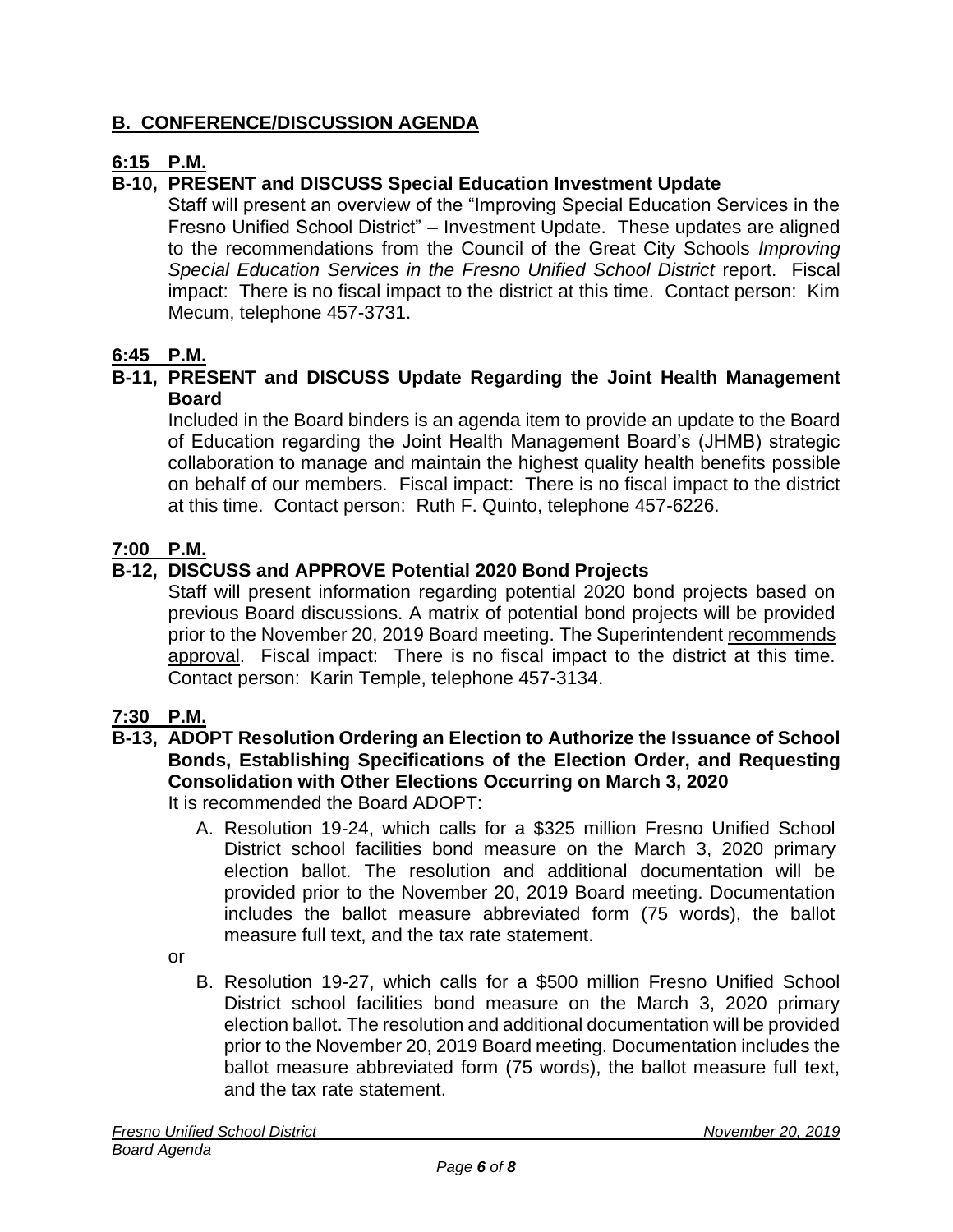## B. CONFERENCE/DISCUSSION AGENDA

**6:15 P.M.**

**B-10, PRESENT and DISCUSS Special Education Investment Update**

Staff will present an overview of the "Improving Special Education Services in the Fresno Unified School District" – Investment Update. These updates are aligned to the recommendations from the Council of the Great City Schools *Improving Special Education Services in the Fresno Unified School District* report. Fiscal impact: There is no fiscal impact to the district at this time. Contact person: Kim Mecum, telephone 457-3731.

**6:45 P.M.**

**B-11, PRESENT and DISCUSS Update Regarding the Joint Health Management Board**

Included in the Board binders is an agenda item to provide an update to the Board of Education regarding the Joint Health Management Board's (JHMB) strategic collaboration to manage and maintain the highest quality health benefits possible on behalf of our members. Fiscal impact: There is no fiscal impact to the district at this time. Contact person: Ruth F. Quinto, telephone 457-6226.

**7:00 P.M.**

**B-12, DISCUSS and APPROVE Potential 2020 Bond Projects**

Staff will present information regarding potential 2020 bond projects based on previous Board discussions. A matrix of potential bond projects will be provided prior to the November 20, 2019 Board meeting. The Superintendent recommends approval. Fiscal impact: There is no fiscal impact to the district at this time. Contact person: Karin Temple, telephone 457-3134.

**7:30 P.M.**

**B-13, ADOPT Resolution Ordering an Election to Authorize the Issuance of School Bonds, Establishing Specifications of the Election Order, and Requesting Consolidation with Other Elections Occurring on March 3, 2020**

It is recommended the Board ADOPT:

A. Resolution 19-24, which calls for a $325 million Fresno Unified School District school facilities bond measure on the March 3, 2020 primary election ballot. The resolution and additional documentation will be provided prior to the November 20, 2019 Board meeting. Documentation includes the ballot measure abbreviated form (75 words), the ballot measure full text, and the tax rate statement.

or

B. Resolution 19-27, which calls for a $500 million Fresno Unified School District school facilities bond measure on the March 3, 2020 primary election ballot. The resolution and additional documentation will be provided prior to the November 20, 2019 Board meeting. Documentation includes the ballot measure abbreviated form (75 words), the ballot measure full text, and the tax rate statement.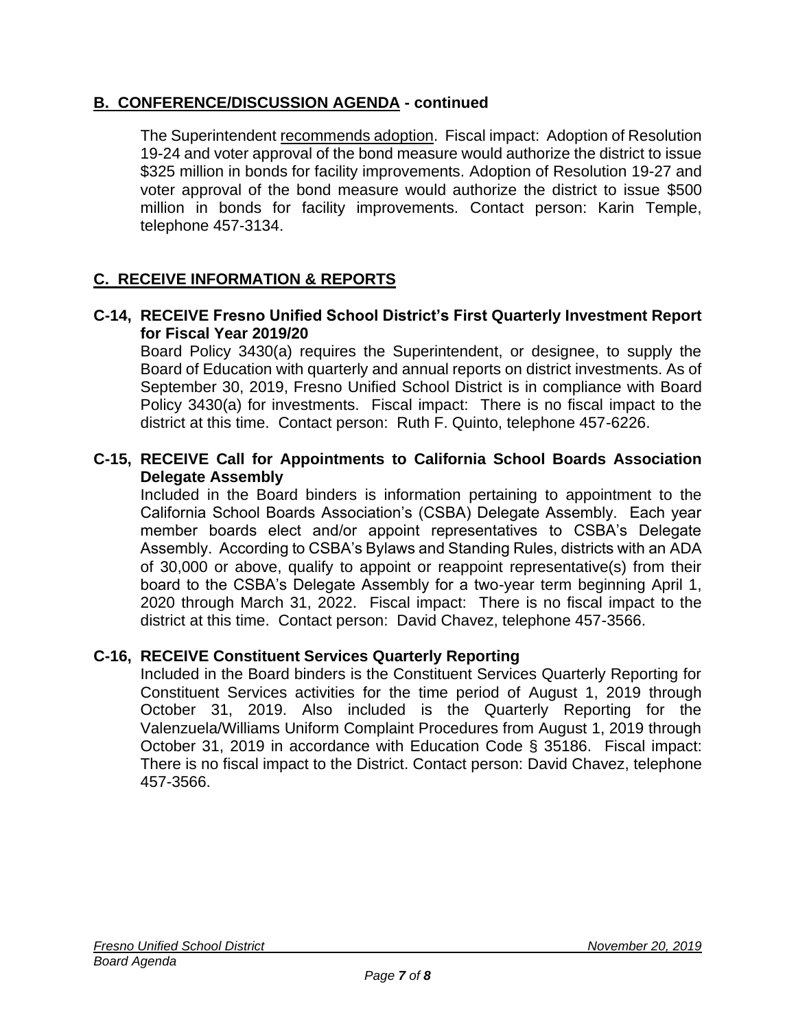## B. CONFERENCE/DISCUSSION AGENDA - continued

The Superintendent recommends adoption. Fiscal impact: Adoption of Resolution 19-24 and voter approval of the bond measure would authorize the district to issue $325 million in bonds for facility improvements. Adoption of Resolution 19-27 and voter approval of the bond measure would authorize the district to issue $500 million in bonds for facility improvements. Contact person: Karin Temple, telephone 457-3134.

## C. RECEIVE INFORMATION & REPORTS

**C-14, RECEIVE Fresno Unified School District's First Quarterly Investment Report for Fiscal Year 2019/20**

Board Policy 3430(a) requires the Superintendent, or designee, to supply the Board of Education with quarterly and annual reports on district investments. As of September 30, 2019, Fresno Unified School District is in compliance with Board Policy 3430(a) for investments. Fiscal impact: There is no fiscal impact to the district at this time. Contact person: Ruth F. Quinto, telephone 457-6226.

**C-15, RECEIVE Call for Appointments to California School Boards Association Delegate Assembly**

Included in the Board binders is information pertaining to appointment to the California School Boards Association's (CSBA) Delegate Assembly. Each year member boards elect and/or appoint representatives to CSBA's Delegate Assembly. According to CSBA's Bylaws and Standing Rules, districts with an ADA of 30,000 or above, qualify to appoint or reappoint representative(s) from their board to the CSBA's Delegate Assembly for a two-year term beginning April 1, 2020 through March 31, 2022. Fiscal impact: There is no fiscal impact to the district at this time. Contact person: David Chavez, telephone 457-3566.

**C-16, RECEIVE Constituent Services Quarterly Reporting**

Included in the Board binders is the Constituent Services Quarterly Reporting for Constituent Services activities for the time period of August 1, 2019 through October 31, 2019. Also included is the Quarterly Reporting for the Valenzuela/Williams Uniform Complaint Procedures from August 1, 2019 through October 31, 2019 in accordance with Education Code § 35186. Fiscal impact: There is no fiscal impact to the District. Contact person: David Chavez, telephone 457-3566.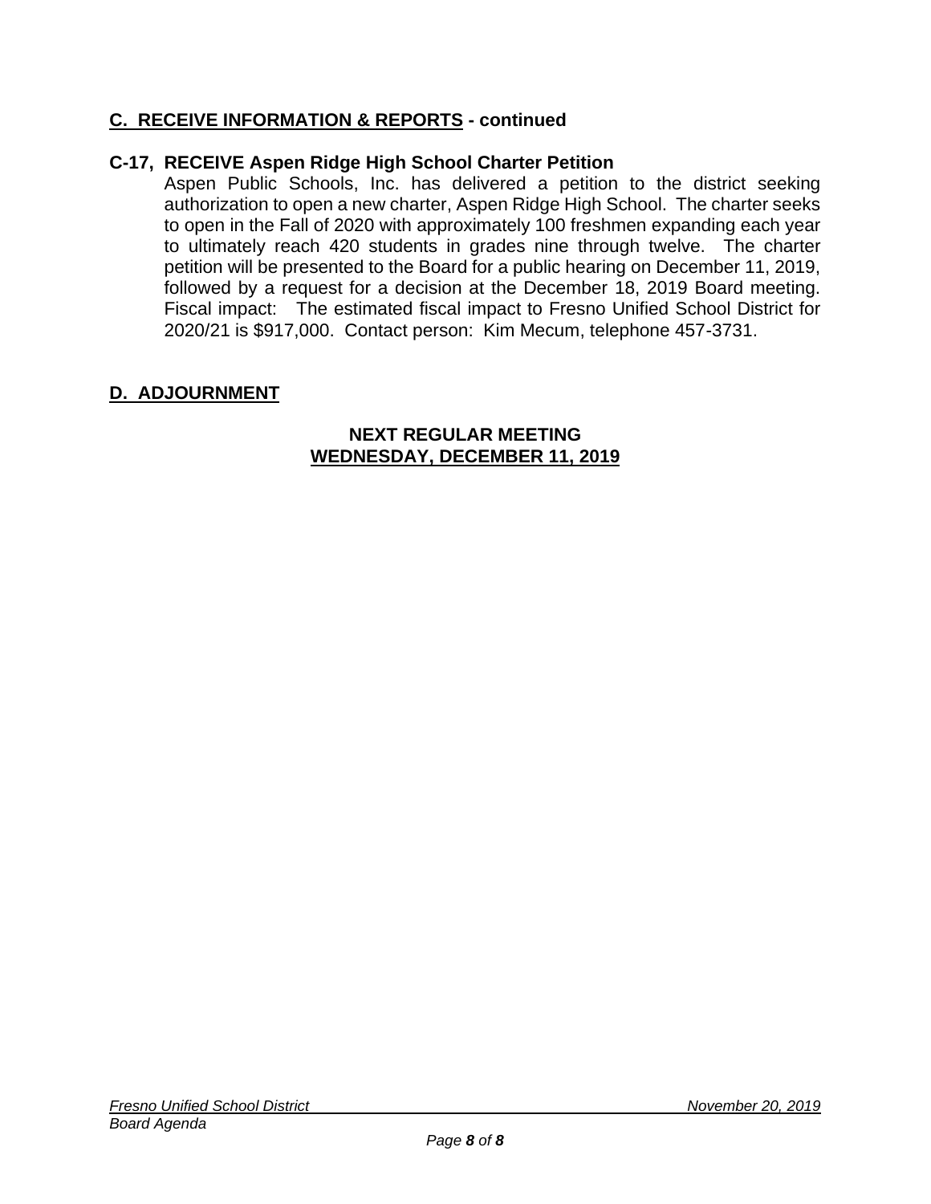## C. RECEIVE INFORMATION & REPORTS - continued

### C-17, RECEIVE Aspen Ridge High School Charter Petition

Aspen Public Schools, Inc. has delivered a petition to the district seeking authorization to open a new charter, Aspen Ridge High School. The charter seeks to open in the Fall of 2020 with approximately 100 freshmen expanding each year to ultimately reach 420 students in grades nine through twelve. The charter petition will be presented to the Board for a public hearing on December 11, 2019, followed by a request for a decision at the December 18, 2019 Board meeting. Fiscal impact: The estimated fiscal impact to Fresno Unified School District for 2020/21 is $917,000. Contact person: Kim Mecum, telephone 457-3731.

## D. ADJOURNMENT

**NEXT REGULAR MEETING**
**WEDNESDAY, DECEMBER 11, 2019**